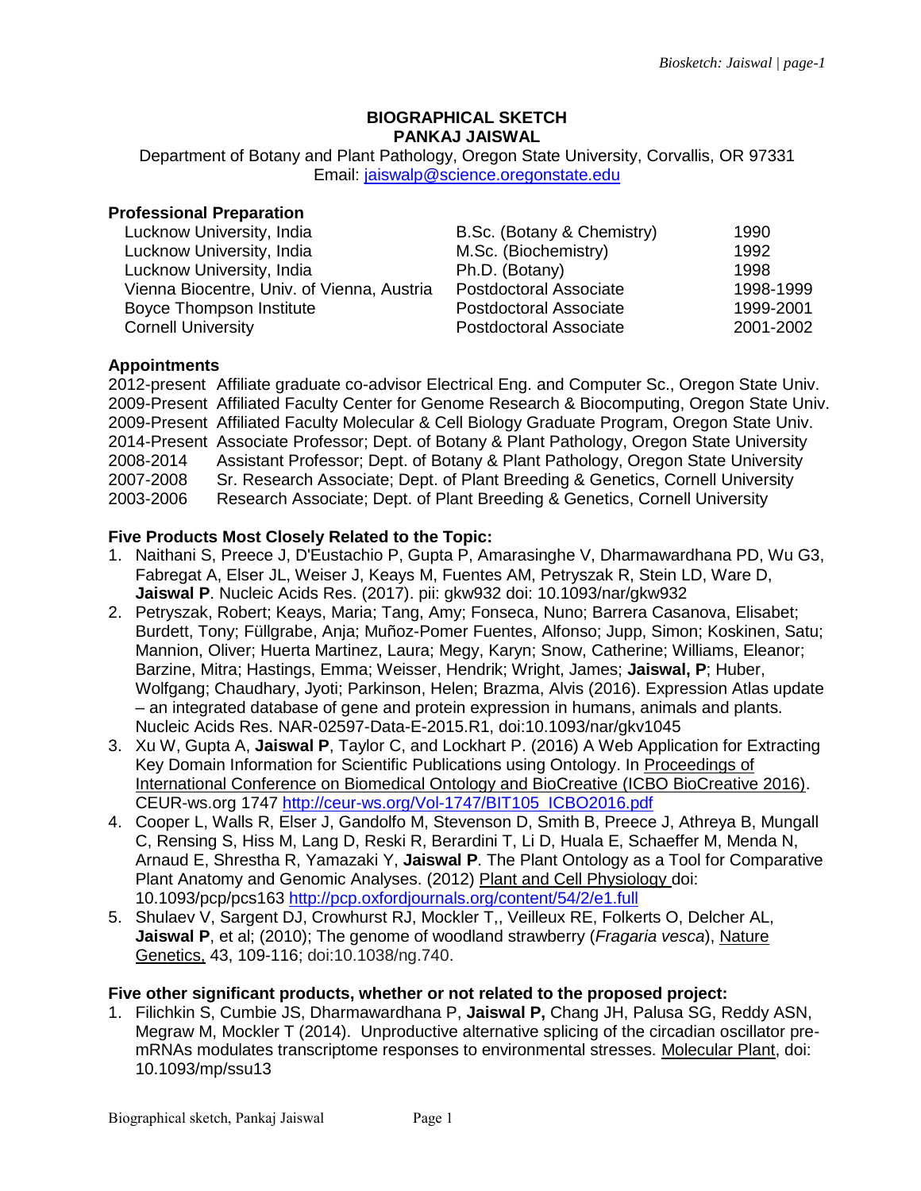# BIOGRAPHICAL SKETCH
# PANKAJ JAISWAL

Department of Botany and Plant Pathology, Oregon State University, Corvallis, OR 97331
Email: jaiswalp@science.oregonstate.edu

## Professional Preparation

| | | |
|---|---|---|
| Lucknow University, India | B.Sc. (Botany & Chemistry) | 1990 |
| Lucknow University, India | M.Sc. (Biochemistry) | 1992 |
| Lucknow University, India | Ph.D. (Botany) | 1998 |
| Vienna Biocentre, Univ. of Vienna, Austria | Postdoctoral Associate | 1998-1999 |
| Boyce Thompson Institute | Postdoctoral Associate | 1999-2001 |
| Cornell University | Postdoctoral Associate | 2001-2002 |

## Appointments

| | |
|---|---|
| 2012-present | Affiliate graduate co-advisor Electrical Eng. and Computer Sc., Oregon State Univ. |
| 2009-Present | Affiliated Faculty Center for Genome Research & Biocomputing, Oregon State Univ. |
| 2009-Present | Affiliated Faculty Molecular & Cell Biology Graduate Program, Oregon State Univ. |
| 2014-Present | Associate Professor; Dept. of Botany & Plant Pathology, Oregon State University |
| 2008-2014 | Assistant Professor; Dept. of Botany & Plant Pathology, Oregon State University |
| 2007-2008 | Sr. Research Associate; Dept. of Plant Breeding & Genetics, Cornell University |
| 2003-2006 | Research Associate; Dept. of Plant Breeding & Genetics, Cornell University |

## Five Products Most Closely Related to the Topic:

1. Naithani S, Preece J, D'Eustachio P, Gupta P, Amarasinghe V, Dharmawardhana PD, Wu G3, Fabregat A, Elser JL, Weiser J, Keays M, Fuentes AM, Petryszak R, Stein LD, Ware D, **Jaiswal P**. Nucleic Acids Res. (2017). pii: gkw932 doi: 10.1093/nar/gkw932
2. Petryszak, Robert; Keays, Maria; Tang, Amy; Fonseca, Nuno; Barrera Casanova, Elisabet; Burdett, Tony; Füllgrabe, Anja; Muñoz-Pomer Fuentes, Alfonso; Jupp, Simon; Koskinen, Satu; Mannion, Oliver; Huerta Martinez, Laura; Megy, Karyn; Snow, Catherine; Williams, Eleanor; Barzine, Mitra; Hastings, Emma; Weisser, Hendrik; Wright, James; **Jaiswal, P**; Huber, Wolfgang; Chaudhary, Jyoti; Parkinson, Helen; Brazma, Alvis (2016). Expression Atlas update – an integrated database of gene and protein expression in humans, animals and plants. Nucleic Acids Res. NAR-02597-Data-E-2015.R1, doi:10.1093/nar/gkv1045
3. Xu W, Gupta A, **Jaiswal P**, Taylor C, and Lockhart P. (2016) A Web Application for Extracting Key Domain Information for Scientific Publications using Ontology. In Proceedings of International Conference on Biomedical Ontology and BioCreative (ICBO BioCreative 2016). CEUR-ws.org 1747 http://ceur-ws.org/Vol-1747/BIT105_ICBO2016.pdf
4. Cooper L, Walls R, Elser J, Gandolfo M, Stevenson D, Smith B, Preece J, Athreya B, Mungall C, Rensing S, Hiss M, Lang D, Reski R, Berardini T, Li D, Huala E, Schaeffer M, Menda N, Arnaud E, Shrestha R, Yamazaki Y, **Jaiswal P**. The Plant Ontology as a Tool for Comparative Plant Anatomy and Genomic Analyses. (2012) Plant and Cell Physiology doi: 10.1093/pcp/pcs163 http://pcp.oxfordjournals.org/content/54/2/e1.full
5. Shulaev V, Sargent DJ, Crowhurst RJ, Mockler T,, Veilleux RE, Folkerts O, Delcher AL, **Jaiswal P**, et al; (2010); The genome of woodland strawberry (*Fragaria vesca*), Nature Genetics, 43, 109-116; doi:10.1038/ng.740.

## Five other significant products, whether or not related to the proposed project:

1. Filichkin S, Cumbie JS, Dharmawardhana P, **Jaiswal P,** Chang JH, Palusa SG, Reddy ASN, Megraw M, Mockler T (2014). Unproductive alternative splicing of the circadian oscillator pre-mRNAs modulates transcriptome responses to environmental stresses. Molecular Plant, doi: 10.1093/mp/ssu13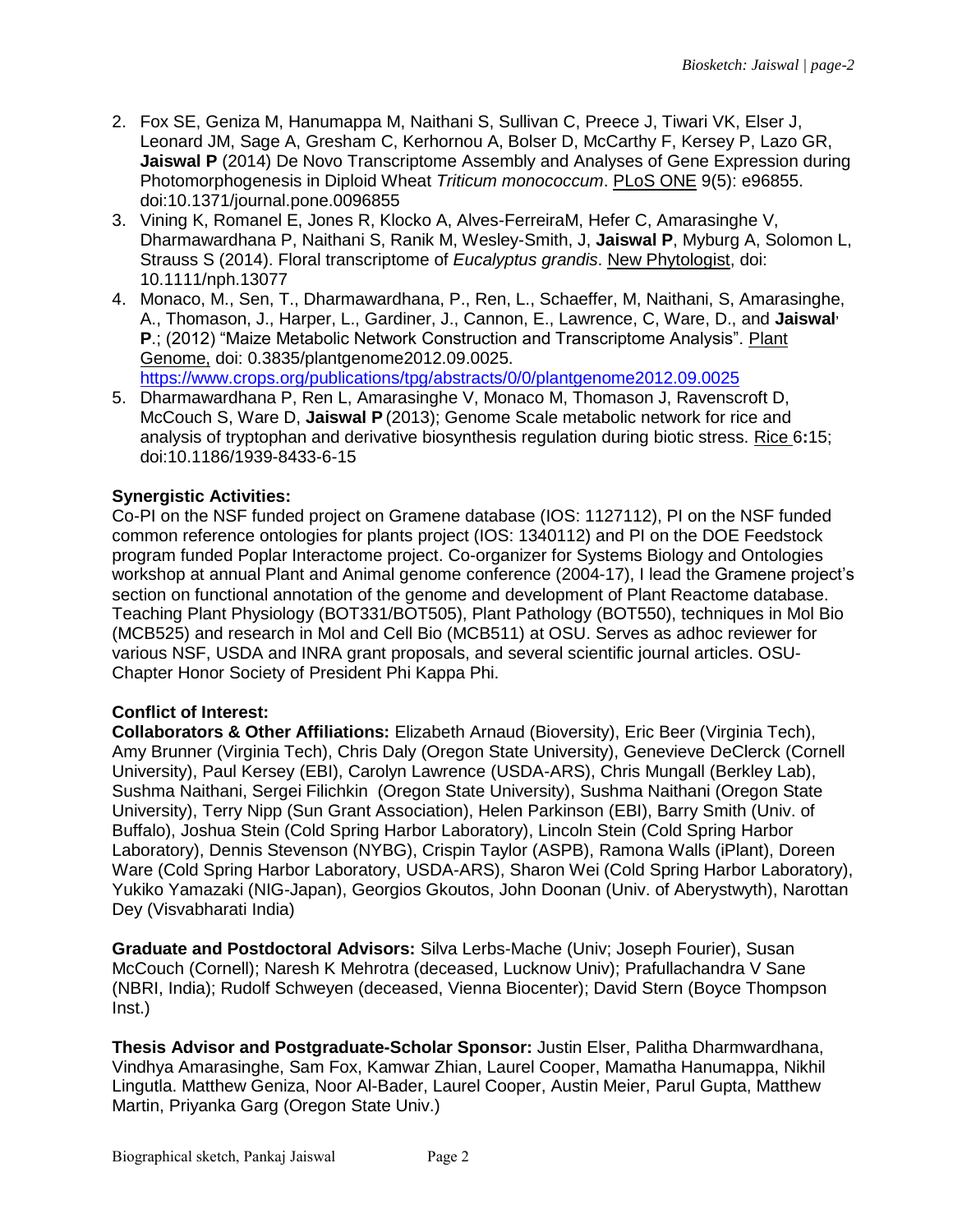2. Fox SE, Geniza M, Hanumappa M, Naithani S, Sullivan C, Preece J, Tiwari VK, Elser J, Leonard JM, Sage A, Gresham C, Kerhornou A, Bolser D, McCarthy F, Kersey P, Lazo GR, **Jaiswal P** (2014) De Novo Transcriptome Assembly and Analyses of Gene Expression during Photomorphogenesis in Diploid Wheat *Triticum monococcum*. PLoS ONE 9(5): e96855. doi:10.1371/journal.pone.0096855
3. Vining K, Romanel E, Jones R, Klocko A, Alves-FerreiraM, Hefer C, Amarasinghe V, Dharmawardhana P, Naithani S, Ranik M, Wesley-Smith, J, **Jaiswal P**, Myburg A, Solomon L, Strauss S (2014). Floral transcriptome of *Eucalyptus grandis*. New Phytologist, doi: 10.1111/nph.13077
4. Monaco, M., Sen, T., Dharmawardhana, P., Ren, L., Schaeffer, M, Naithani, S, Amarasinghe, A., Thomason, J., Harper, L., Gardiner, J., Cannon, E., Lawrence, C, Ware, D., and **Jaiswal, P**.; (2012) "Maize Metabolic Network Construction and Transcriptome Analysis". Plant Genome, doi: 0.3835/plantgenome2012.09.0025. https://www.crops.org/publications/tpg/abstracts/0/0/plantgenome2012.09.0025
5. Dharmawardhana P, Ren L, Amarasinghe V, Monaco M, Thomason J, Ravenscroft D, McCouch S, Ware D, **Jaiswal P** (2013); Genome Scale metabolic network for rice and analysis of tryptophan and derivative biosynthesis regulation during biotic stress. Rice 6**:**15; doi:10.1186/1939-8433-6-15

**Synergistic Activities:**

Co-PI on the NSF funded project on Gramene database (IOS: 1127112), PI on the NSF funded common reference ontologies for plants project (IOS: 1340112) and PI on the DOE Feedstock program funded Poplar Interactome project. Co-organizer for Systems Biology and Ontologies workshop at annual Plant and Animal genome conference (2004-17), I lead the Gramene project's section on functional annotation of the genome and development of Plant Reactome database. Teaching Plant Physiology (BOT331/BOT505), Plant Pathology (BOT550), techniques in Mol Bio (MCB525) and research in Mol and Cell Bio (MCB511) at OSU. Serves as adhoc reviewer for various NSF, USDA and INRA grant proposals, and several scientific journal articles. OSU-Chapter Honor Society of President Phi Kappa Phi.

**Conflict of Interest:**

**Collaborators & Other Affiliations:** Elizabeth Arnaud (Bioversity), Eric Beer (Virginia Tech), Amy Brunner (Virginia Tech), Chris Daly (Oregon State University), Genevieve DeClerck (Cornell University), Paul Kersey (EBI), Carolyn Lawrence (USDA-ARS), Chris Mungall (Berkley Lab), Sushma Naithani, Sergei Filichkin (Oregon State University), Sushma Naithani (Oregon State University), Terry Nipp (Sun Grant Association), Helen Parkinson (EBI), Barry Smith (Univ. of Buffalo), Joshua Stein (Cold Spring Harbor Laboratory), Lincoln Stein (Cold Spring Harbor Laboratory), Dennis Stevenson (NYBG), Crispin Taylor (ASPB), Ramona Walls (iPlant), Doreen Ware (Cold Spring Harbor Laboratory, USDA-ARS), Sharon Wei (Cold Spring Harbor Laboratory), Yukiko Yamazaki (NIG-Japan), Georgios Gkoutos, John Doonan (Univ. of Aberystwyth), Narottan Dey (Visvabharati India)

**Graduate and Postdoctoral Advisors:** Silva Lerbs-Mache (Univ; Joseph Fourier), Susan McCouch (Cornell); Naresh K Mehrotra (deceased, Lucknow Univ); Prafullachandra V Sane (NBRI, India); Rudolf Schweyen (deceased, Vienna Biocenter); David Stern (Boyce Thompson Inst.)

**Thesis Advisor and Postgraduate-Scholar Sponsor:** Justin Elser, Palitha Dharmwardhana, Vindhya Amarasinghe, Sam Fox, Kamwar Zhian, Laurel Cooper, Mamatha Hanumappa, Nikhil Lingutla. Matthew Geniza, Noor Al-Bader, Laurel Cooper, Austin Meier, Parul Gupta, Matthew Martin, Priyanka Garg (Oregon State Univ.)